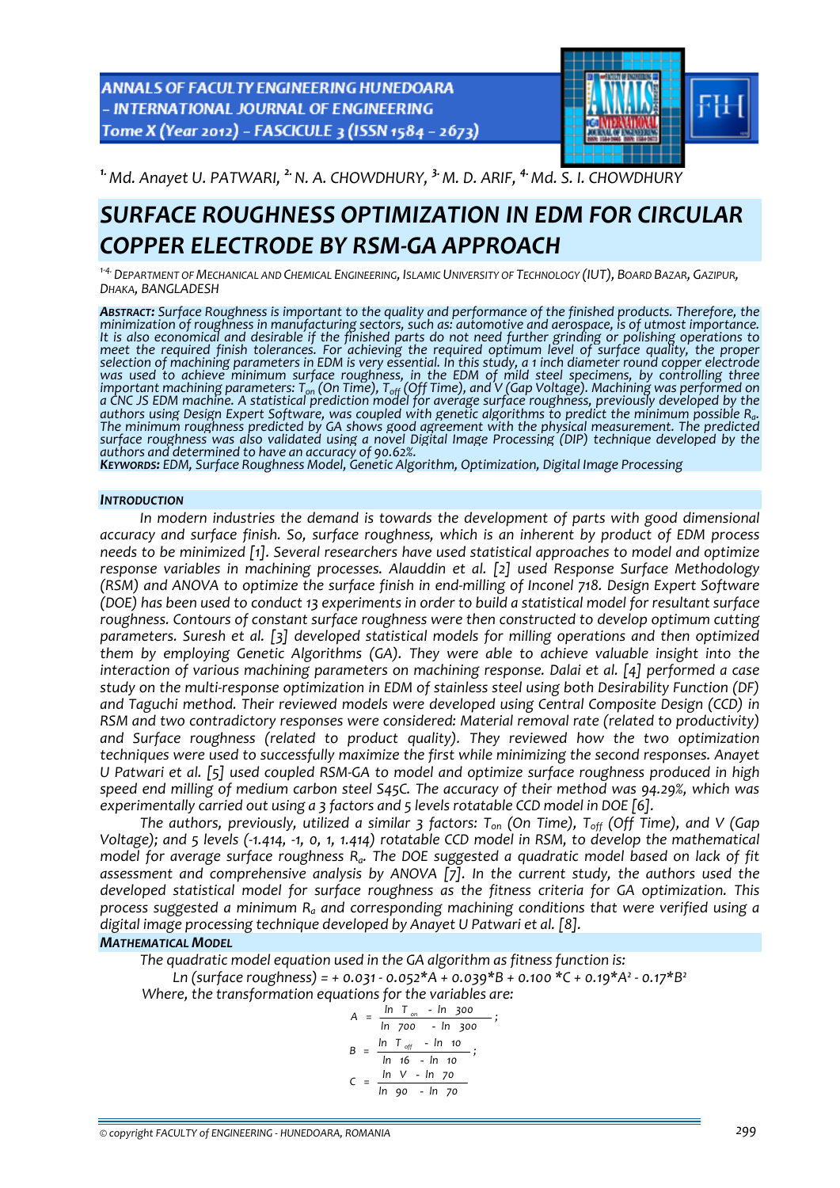[1.] Md. Anayet U. PATWARI, [2.] N. A. CHOWDHURY, [3.] M. D. ARIF, [4.] Md. S. I. CHOWDHURY

# SURFACE ROUGHNESS OPTIMIZATION IN EDM FOR CIRCULAR COPPER ELECTRODE BY RSM-GA APPROACH

[1-4.] DEPARTMENT OF MECHANICAL AND CHEMICAL ENGINEERING, ISLAMIC UNIVERSITY OF TECHNOLOGY (IUT), BOARD BAZAR, GAZIPUR, DHAKA, BANGLADESH

***ABSTRACT:*** *Surface Roughness is important to the quality and performance of the finished products. Therefore, the minimization of roughness in manufacturing sectors, such as: automotive and aerospace, is of utmost importance. It is also economical and desirable if the finished parts do not need further grinding or polishing operations to meet the required finish tolerances. For achieving the required optimum level of surface quality, the proper selection of machining parameters in EDM is very essential. In this study, a 1 inch diameter round copper electrode was used to achieve minimum surface roughness, in the EDM of mild steel specimens, by controlling three important machining parameters: $T_{on}$ (On Time), $T_{off}$ (Off Time), and V (Gap Voltage). Machining was performed on a CNC JS EDM machine. A statistical prediction model for average surface roughness, previously developed by the authors using Design Expert Software, was coupled with genetic algorithms to predict the minimum possible $R_a$. The minimum roughness predicted by GA shows good agreement with the physical measurement. The predicted surface roughness was also validated using a novel Digital Image Processing (DIP) technique developed by the authors and determined to have an accuracy of 90.62%.*

***KEYWORDS:*** *EDM, Surface Roughness Model, Genetic Algorithm, Optimization, Digital Image Processing*

## INTRODUCTION

*In modern industries the demand is towards the development of parts with good dimensional accuracy and surface finish. So, surface roughness, which is an inherent by product of EDM process needs to be minimized [1]. Several researchers have used statistical approaches to model and optimize response variables in machining processes. Alauddin et al. [2] used Response Surface Methodology (RSM) and ANOVA to optimize the surface finish in end-milling of Inconel 718. Design Expert Software (DOE) has been used to conduct 13 experiments in order to build a statistical model for resultant surface roughness. Contours of constant surface roughness were then constructed to develop optimum cutting parameters. Suresh et al. [3] developed statistical models for milling operations and then optimized them by employing Genetic Algorithms (GA). They were able to achieve valuable insight into the interaction of various machining parameters on machining response. Dalai et al. [4] performed a case study on the multi-response optimization in EDM of stainless steel using both Desirability Function (DF) and Taguchi method. Their reviewed models were developed using Central Composite Design (CCD) in RSM and two contradictory responses were considered: Material removal rate (related to productivity) and Surface roughness (related to product quality). They reviewed how the two optimization techniques were used to successfully maximize the first while minimizing the second responses. Anayet U Patwari et al. [5] used coupled RSM-GA to model and optimize surface roughness produced in high speed end milling of medium carbon steel S45C. The accuracy of their method was 94.29%, which was experimentally carried out using a 3 factors and 5 levels rotatable CCD model in DOE [6].*

*The authors, previously, utilized a similar 3 factors: $T_{on}$ (On Time), $T_{off}$ (Off Time), and V (Gap Voltage); and 5 levels (-1.414, -1, 0, 1, 1.414) rotatable CCD model in RSM, to develop the mathematical model for average surface roughness $R_a$. The DOE suggested a quadratic model based on lack of fit assessment and comprehensive analysis by ANOVA [7]. In the current study, the authors used the developed statistical model for surface roughness as the fitness criteria for GA optimization. This process suggested a minimum $R_a$ and corresponding machining conditions that were verified using a digital image processing technique developed by Anayet U Patwari et al. [8].*

## MATHEMATICAL MODEL

*The quadratic model equation used in the GA algorithm as fitness function is:*

$$\ln(\text{surface roughness}) = +0.031 - 0.052 A + 0.039 B + 0.100 C + 0.19 A^2 - 0.17 B^2$$

*Where, the transformation equations for the variables are:*

$$A = \frac{\ln T_{on} - \ln 300}{\ln 700 - \ln 300};$$

$$B = \frac{\ln T_{off} - \ln 10}{\ln 16 - \ln 10};$$

$$C = \frac{\ln V - \ln 70}{\ln 90 - \ln 70}$$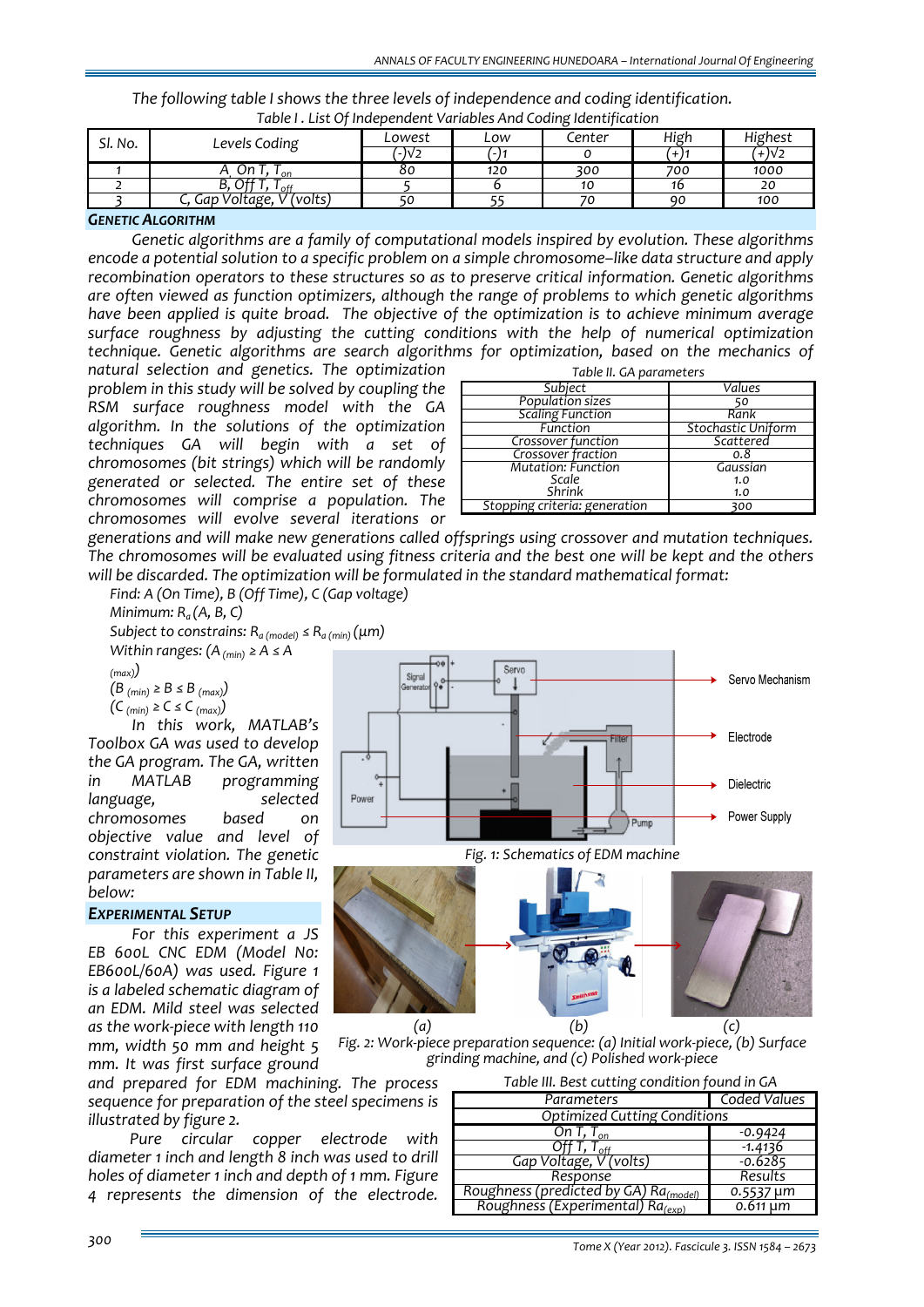The following table I shows the three levels of independence and coding identification.

Table I. List Of Independent Variables And Coding Identification

| Sl. No. | Levels Coding | Lowest | Low | Center | High | Highest |
|---|---|---|---|---|---|---|
| | | (-)√2 | (-)1 | 0 | (+)1 | (+)√2 |
| 1 | A, On T, $T_{on}$ | 80 | 120 | 300 | 700 | 1000 |
| 2 | B, Off T, $T_{off}$ | 5 | 6 | 10 | 16 | 20 |
| 3 | C, Gap Voltage, V (volts) | 50 | 55 | 70 | 90 | 100 |

## GENETIC ALGORITHM

Genetic algorithms are a family of computational models inspired by evolution. These algorithms encode a potential solution to a specific problem on a simple chromosome–like data structure and apply recombination operators to these structures so as to preserve critical information. Genetic algorithms are often viewed as function optimizers, although the range of problems to which genetic algorithms have been applied is quite broad. The objective of the optimization is to achieve minimum average surface roughness by adjusting the cutting conditions with the help of numerical optimization technique. Genetic algorithms are search algorithms for optimization, based on the mechanics of natural selection and genetics. The optimization problem in this study will be solved by coupling the RSM surface roughness model with the GA algorithm. In the solutions of the optimization techniques GA will begin with a set of chromosomes (bit strings) which will be randomly generated or selected. The entire set of these chromosomes will comprise a population. The chromosomes will evolve several iterations or generations and will make new generations called offsprings using crossover and mutation techniques. The chromosomes will be evaluated using fitness criteria and the best one will be kept and the others will be discarded. The optimization will be formulated in the standard mathematical format:

Table II. GA parameters

| Subject | Values |
|---|---|
| Population sizes | 50 |
| Scaling Function | Rank |
| Function | Stochastic Uniform |
| Crossover function | Scattered |
| Crossover fraction | 0.8 |
| Mutation: Function | Gaussian |
| Scale | 1.0 |
| Shrink | 1.0 |
| Stopping criteria: generation | 300 |

Find: A (On Time), B (Off Time), C (Gap voltage)

Minimum: $R_a$ (A, B, C)

Subject to constrains: $R_{a\,(model)} \leq R_{a\,(min)}$ (μm)

Within ranges: ($A_{(min)} \geq A \leq A_{(max)}$)

($B_{(min)} \geq B \leq B_{(max)}$)

($C_{(min)} \geq C \leq C_{(max)}$)

In this work, MATLAB's Toolbox GA was used to develop the GA program. The GA, written in MATLAB programming language, selected chromosomes based on objective value and level of constraint violation. The genetic parameters are shown in Table II, below:

## EXPERIMENTAL SETUP

For this experiment a JS EB 600L CNC EDM (Model No: EB600L/60A) was used. Figure 1 is a labeled schematic diagram of an EDM. Mild steel was selected as the work-piece with length 110 mm, width 50 mm and height 5 mm. It was first surface ground and prepared for EDM machining. The process sequence for preparation of the steel specimens is illustrated by figure 2.

Fig. 1: Schematics of EDM machine

Fig. 2: Work-piece preparation sequence: (a) Initial work-piece, (b) Surface grinding machine, and (c) Polished work-piece

Pure circular copper electrode with diameter 1 inch and length 8 inch was used to drill holes of diameter 1 inch and depth of 1 mm. Figure 4 represents the dimension of the electrode.

Table III. Best cutting condition found in GA

| Parameters | Coded Values |
|---|---|
| Optimized Cutting Conditions | |
| On T, $T_{on}$ | -0.9424 |
| Off T, $T_{off}$ | -1.4136 |
| Gap Voltage, V (volts) | -0.6285 |
| Response | Results |
| Roughness (predicted by GA) $Ra_{(model)}$ | 0.5537 μm |
| Roughness (Experimental) $Ra_{(exp)}$ | 0.611 μm |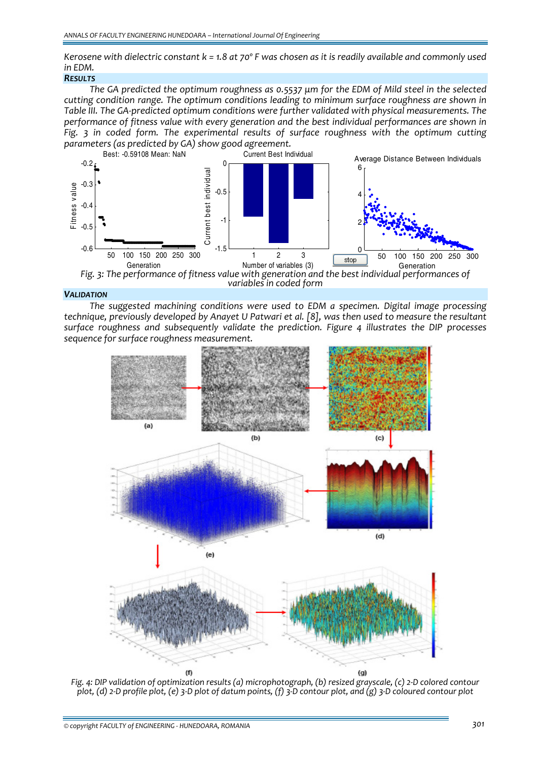Kerosene with dielectric constant k = 1.8 at 70° F was chosen as it is readily available and commonly used in EDM.

## RESULTS

The GA predicted the optimum roughness as 0.5537 µm for the EDM of Mild steel in the selected cutting condition range. The optimum conditions leading to minimum surface roughness are shown in Table III. The GA-predicted optimum conditions were further validated with physical measurements. The performance of fitness value with every generation and the best individual performances are shown in Fig. 3 in coded form. The experimental results of surface roughness with the optimum cutting parameters (as predicted by GA) show good agreement.

*Fig. 3: The performance of fitness value with generation and the best individual performances of variables in coded form*

## VALIDATION

The suggested machining conditions were used to EDM a specimen. Digital image processing technique, previously developed by Anayet U Patwari et al. [8], was then used to measure the resultant surface roughness and subsequently validate the prediction. Figure 4 illustrates the DIP processes sequence for surface roughness measurement.

*Fig. 4: DIP validation of optimization results (a) microphotograph, (b) resized grayscale, (c) 2-D colored contour plot, (d) 2-D profile plot, (e) 3-D plot of datum points, (f) 3-D contour plot, and (g) 3-D coloured contour plot*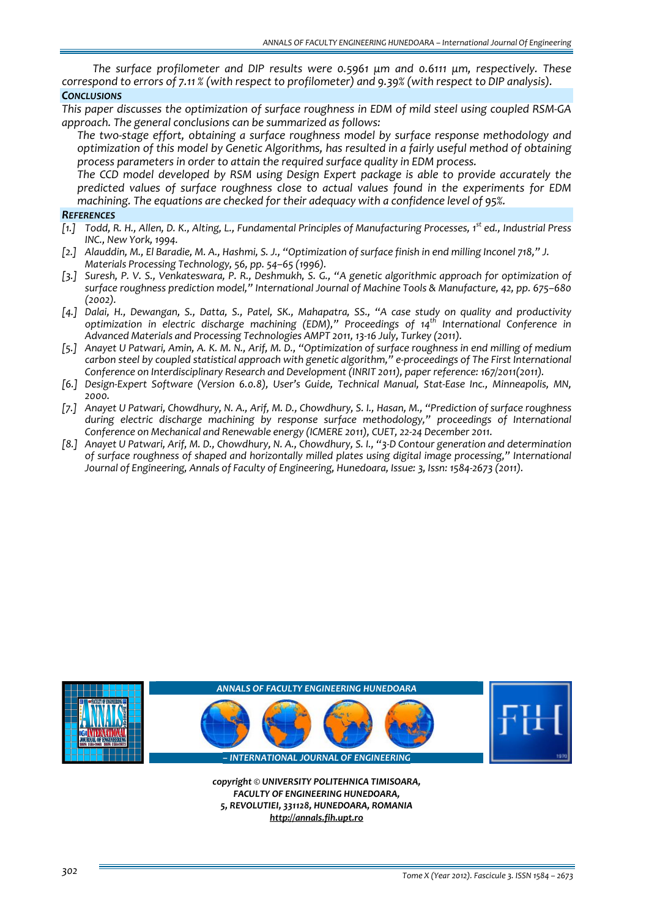*The surface profilometer and DIP results were 0.5961 µm and 0.6111 µm, respectively. These correspond to errors of 7.11 % (with respect to profilometer) and 9.39% (with respect to DIP analysis).*

## CONCLUSIONS

*This paper discusses the optimization of surface roughness in EDM of mild steel using coupled RSM-GA approach. The general conclusions can be summarized as follows:*

- *The two-stage effort, obtaining a surface roughness model by surface response methodology and optimization of this model by Genetic Algorithms, has resulted in a fairly useful method of obtaining process parameters in order to attain the required surface quality in EDM process.*
- *The CCD model developed by RSM using Design Expert package is able to provide accurately the predicted values of surface roughness close to actual values found in the experiments for EDM machining. The equations are checked for their adequacy with a confidence level of 95%.*

## REFERENCES

[1.] Todd, R. H., Allen, D. K., Alting, L., Fundamental Principles of Manufacturing Processes, 1st ed., Industrial Press INC., New York, 1994.

[2.] Alauddin, M., El Baradie, M. A., Hashmi, S. J., "Optimization of surface finish in end milling Inconel 718," J. Materials Processing Technology, 56, pp. 54–65 (1996).

[3.] Suresh, P. V. S., Venkateswara, P. R., Deshmukh, S. G., "A genetic algorithmic approach for optimization of surface roughness prediction model," International Journal of Machine Tools & Manufacture, 42, pp. 675–680 (2002).

[4.] Dalai, H., Dewangan, S., Datta, S., Patel, SK., Mahapatra, SS., "A case study on quality and productivity optimization in electric discharge machining (EDM)," Proceedings of 14th International Conference in Advanced Materials and Processing Technologies AMPT 2011, 13-16 July, Turkey (2011).

[5.] Anayet U Patwari, Amin, A. K. M. N., Arif, M. D., "Optimization of surface roughness in end milling of medium carbon steel by coupled statistical approach with genetic algorithm," e-proceedings of The First International Conference on Interdisciplinary Research and Development (INRIT 2011), paper reference: 167/2011(2011).

[6.] Design-Expert Software (Version 6.0.8), User's Guide, Technical Manual, Stat-Ease Inc., Minneapolis, MN, 2000.

[7.] Anayet U Patwari, Chowdhury, N. A., Arif, M. D., Chowdhury, S. I., Hasan, M., "Prediction of surface roughness during electric discharge machining by response surface methodology," proceedings of International Conference on Mechanical and Renewable energy (ICMERE 2011), CUET, 22-24 December 2011.

[8.] Anayet U Patwari, Arif, M. D., Chowdhury, N. A., Chowdhury, S. I., "3-D Contour generation and determination of surface roughness of shaped and horizontally milled plates using digital image processing," International Journal of Engineering, Annals of Faculty of Engineering, Hunedoara, Issue: 3, Issn: 1584-2673 (2011).

ANNALS OF FACULTY ENGINEERING HUNEDOARA – INTERNATIONAL JOURNAL OF ENGINEERING

copyright © UNIVERSITY POLITEHNICA TIMISOARA, FACULTY OF ENGINEERING HUNEDOARA, 5, REVOLUTIEI, 331128, HUNEDOARA, ROMANIA
http://annals.fih.upt.ro